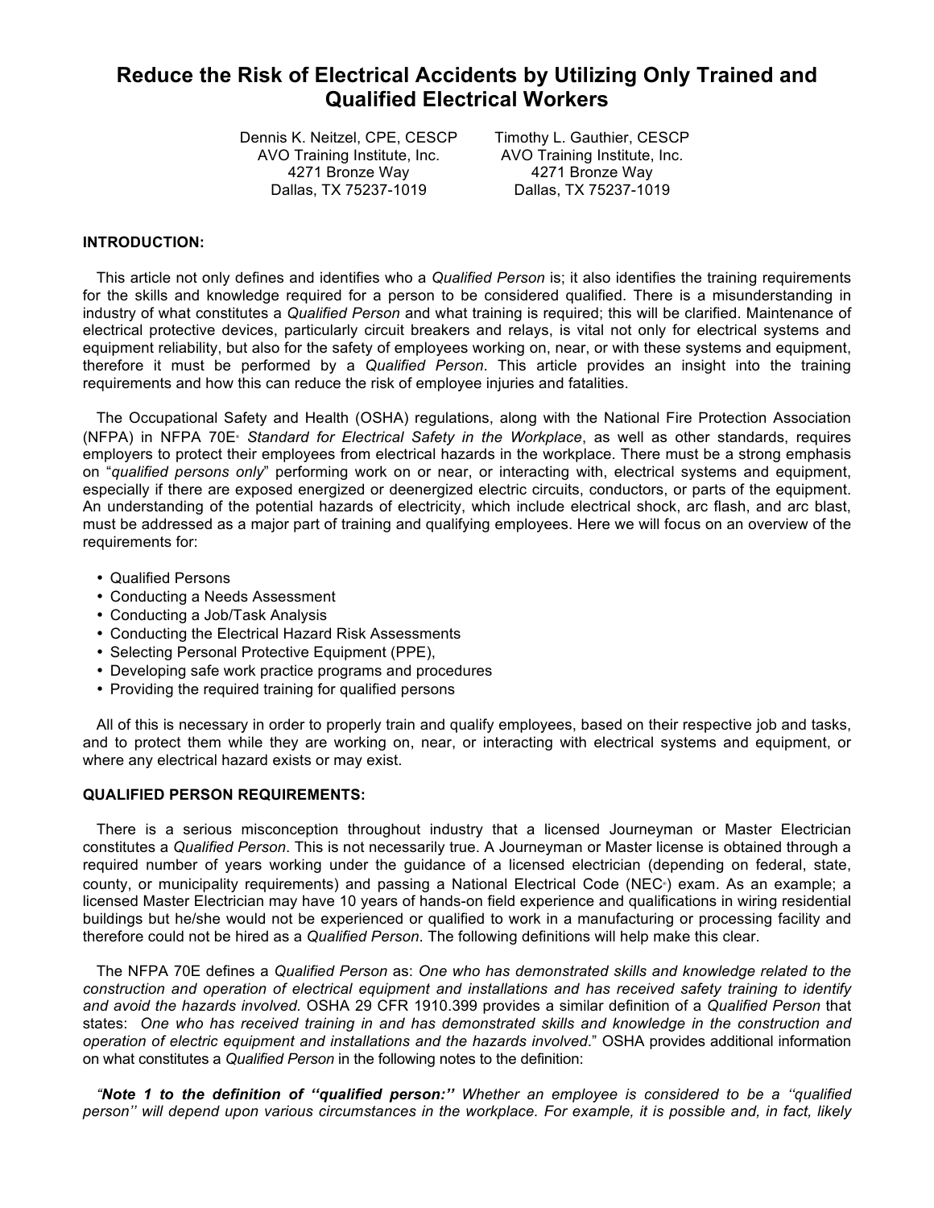# Reduce the Risk of Electrical Accidents by Utilizing Only Trained and Qualified Electrical Workers

Dennis K. Neitzel, CPE, CESCP
AVO Training Institute, Inc.
4271 Bronze Way
Dallas, TX 75237-1019

Timothy L. Gauthier, CESCP
AVO Training Institute, Inc.
4271 Bronze Way
Dallas, TX 75237-1019

## INTRODUCTION:

This article not only defines and identifies who a *Qualified Person* is; it also identifies the training requirements for the skills and knowledge required for a person to be considered qualified. There is a misunderstanding in industry of what constitutes a *Qualified Person* and what training is required; this will be clarified. Maintenance of electrical protective devices, particularly circuit breakers and relays, is vital not only for electrical systems and equipment reliability, but also for the safety of employees working on, near, or with these systems and equipment, therefore it must be performed by a *Qualified Person*. This article provides an insight into the training requirements and how this can reduce the risk of employee injuries and fatalities.

The Occupational Safety and Health (OSHA) regulations, along with the National Fire Protection Association (NFPA) in NFPA 70E® *Standard for Electrical Safety in the Workplace*, as well as other standards, requires employers to protect their employees from electrical hazards in the workplace. There must be a strong emphasis on "*qualified persons only*" performing work on or near, or interacting with, electrical systems and equipment, especially if there are exposed energized or deenergized electric circuits, conductors, or parts of the equipment. An understanding of the potential hazards of electricity, which include electrical shock, arc flash, and arc blast, must be addressed as a major part of training and qualifying employees. Here we will focus on an overview of the requirements for:

- Qualified Persons
- Conducting a Needs Assessment
- Conducting a Job/Task Analysis
- Conducting the Electrical Hazard Risk Assessments
- Selecting Personal Protective Equipment (PPE),
- Developing safe work practice programs and procedures
- Providing the required training for qualified persons

All of this is necessary in order to properly train and qualify employees, based on their respective job and tasks, and to protect them while they are working on, near, or interacting with electrical systems and equipment, or where any electrical hazard exists or may exist.

## QUALIFIED PERSON REQUIREMENTS:

There is a serious misconception throughout industry that a licensed Journeyman or Master Electrician constitutes a *Qualified Person*. This is not necessarily true. A Journeyman or Master license is obtained through a required number of years working under the guidance of a licensed electrician (depending on federal, state, county, or municipality requirements) and passing a National Electrical Code (NEC®) exam. As an example; a licensed Master Electrician may have 10 years of hands-on field experience and qualifications in wiring residential buildings but he/she would not be experienced or qualified to work in a manufacturing or processing facility and therefore could not be hired as a *Qualified Person*. The following definitions will help make this clear.

The NFPA 70E defines a *Qualified Person* as: *One who has demonstrated skills and knowledge related to the construction and operation of electrical equipment and installations and has received safety training to identify and avoid the hazards involved.* OSHA 29 CFR 1910.399 provides a similar definition of a *Qualified Person* that states: *One who has received training in and has demonstrated skills and knowledge in the construction and operation of electric equipment and installations and the hazards involved*." OSHA provides additional information on what constitutes a *Qualified Person* in the following notes to the definition:

*"**Note 1 to the definition of ''qualified person:''** Whether an employee is considered to be a ''qualified person'' will depend upon various circumstances in the workplace. For example, it is possible and, in fact, likely*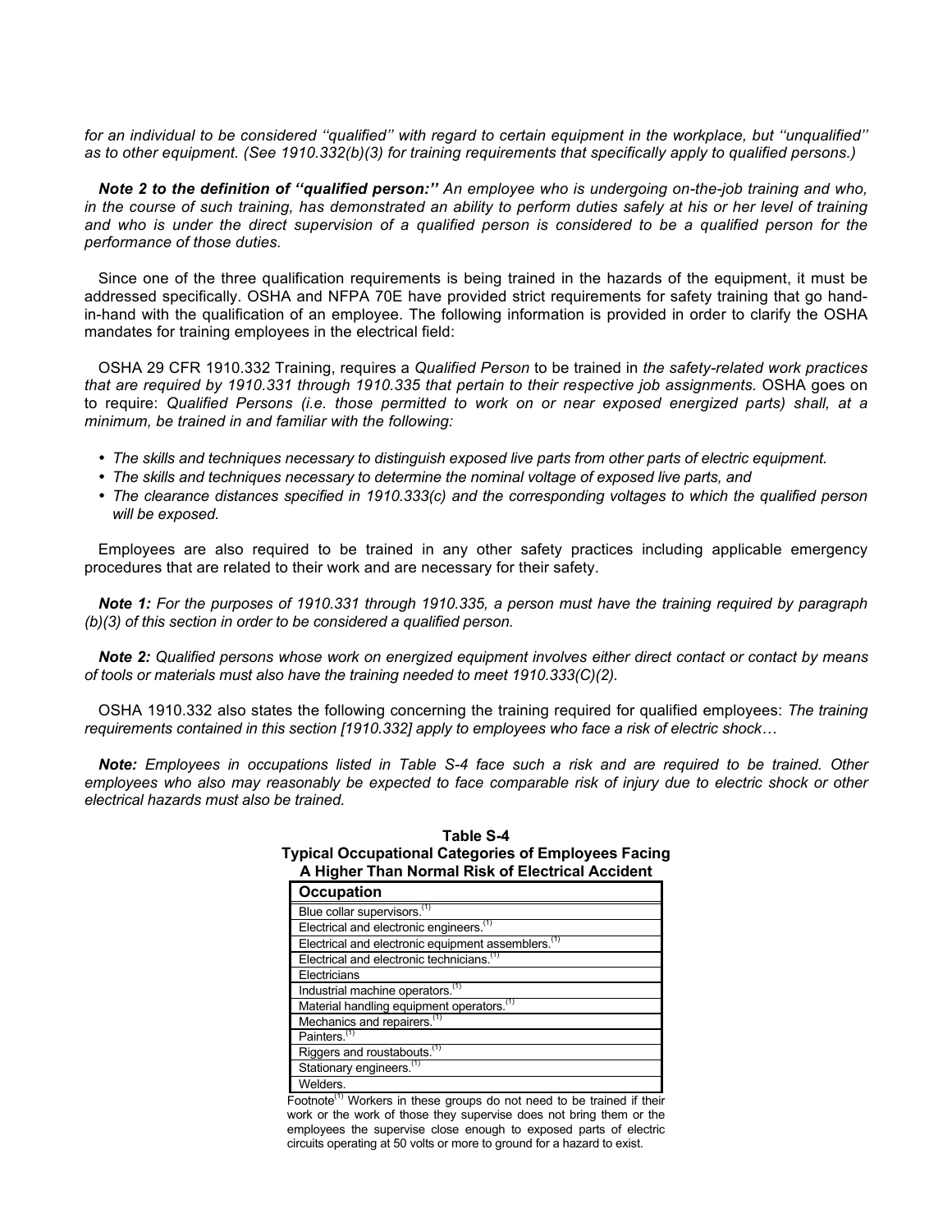*for an individual to be considered ''qualified'' with regard to certain equipment in the workplace, but ''unqualified'' as to other equipment. (See 1910.332(b)(3) for training requirements that specifically apply to qualified persons.)*

***Note 2 to the definition of ''qualified person:''*** *An employee who is undergoing on-the-job training and who, in the course of such training, has demonstrated an ability to perform duties safely at his or her level of training and who is under the direct supervision of a qualified person is considered to be a qualified person for the performance of those duties.*

Since one of the three qualification requirements is being trained in the hazards of the equipment, it must be addressed specifically. OSHA and NFPA 70E have provided strict requirements for safety training that go hand-in-hand with the qualification of an employee. The following information is provided in order to clarify the OSHA mandates for training employees in the electrical field:

OSHA 29 CFR 1910.332 Training, requires a *Qualified Person* to be trained in *the safety-related work practices that are required by 1910.331 through 1910.335 that pertain to their respective job assignments.* OSHA goes on to require: *Qualified Persons (i.e. those permitted to work on or near exposed energized parts) shall, at a minimum, be trained in and familiar with the following:*

- *The skills and techniques necessary to distinguish exposed live parts from other parts of electric equipment.*
- *The skills and techniques necessary to determine the nominal voltage of exposed live parts, and*
- *The clearance distances specified in 1910.333(c) and the corresponding voltages to which the qualified person will be exposed.*

Employees are also required to be trained in any other safety practices including applicable emergency procedures that are related to their work and are necessary for their safety.

***Note 1:*** *For the purposes of 1910.331 through 1910.335, a person must have the training required by paragraph (b)(3) of this section in order to be considered a qualified person.*

***Note 2:*** *Qualified persons whose work on energized equipment involves either direct contact or contact by means of tools or materials must also have the training needed to meet 1910.333(C)(2).*

OSHA 1910.332 also states the following concerning the training required for qualified employees: *The training requirements contained in this section [1910.332] apply to employees who face a risk of electric shock…*

***Note:*** *Employees in occupations listed in Table S-4 face such a risk and are required to be trained. Other employees who also may reasonably be expected to face comparable risk of injury due to electric shock or other electrical hazards must also be trained.*

**Table S-4**
**Typical Occupational Categories of Employees Facing A Higher Than Normal Risk of Electrical Accident**

| Occupation |
| --- |
| Blue collar supervisors.[1] |
| Electrical and electronic engineers.[1] |
| Electrical and electronic equipment assemblers.[1] |
| Electrical and electronic technicians.[1] |
| Electricians |
| Industrial machine operators.[1] |
| Material handling equipment operators.[1] |
| Mechanics and repairers.[1] |
| Painters.[1] |
| Riggers and roustabouts.[1] |
| Stationary engineers.[1] |
| Welders. |

Footnote[1] Workers in these groups do not need to be trained if their work or the work of those they supervise does not bring them or the employees the supervise close enough to exposed parts of electric circuits operating at 50 volts or more to ground for a hazard to exist.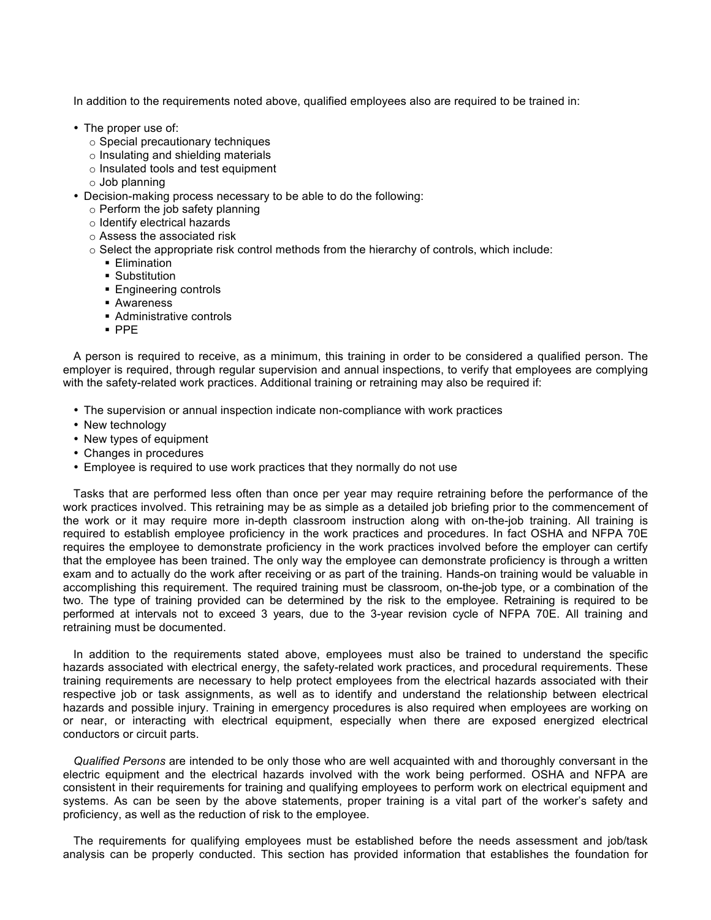In addition to the requirements noted above, qualified employees also are required to be trained in:

- The proper use of:
  - Special precautionary techniques
  - Insulating and shielding materials
  - Insulated tools and test equipment
  - Job planning
- Decision-making process necessary to be able to do the following:
  - Perform the job safety planning
  - Identify electrical hazards
  - Assess the associated risk
  - Select the appropriate risk control methods from the hierarchy of controls, which include:
    - Elimination
    - Substitution
    - Engineering controls
    - Awareness
    - Administrative controls
    - PPE

A person is required to receive, as a minimum, this training in order to be considered a qualified person. The employer is required, through regular supervision and annual inspections, to verify that employees are complying with the safety-related work practices. Additional training or retraining may also be required if:

- The supervision or annual inspection indicate non-compliance with work practices
- New technology
- New types of equipment
- Changes in procedures
- Employee is required to use work practices that they normally do not use

Tasks that are performed less often than once per year may require retraining before the performance of the work practices involved. This retraining may be as simple as a detailed job briefing prior to the commencement of the work or it may require more in-depth classroom instruction along with on-the-job training. All training is required to establish employee proficiency in the work practices and procedures. In fact OSHA and NFPA 70E requires the employee to demonstrate proficiency in the work practices involved before the employer can certify that the employee has been trained. The only way the employee can demonstrate proficiency is through a written exam and to actually do the work after receiving or as part of the training. Hands-on training would be valuable in accomplishing this requirement. The required training must be classroom, on-the-job type, or a combination of the two. The type of training provided can be determined by the risk to the employee. Retraining is required to be performed at intervals not to exceed 3 years, due to the 3-year revision cycle of NFPA 70E. All training and retraining must be documented.

In addition to the requirements stated above, employees must also be trained to understand the specific hazards associated with electrical energy, the safety-related work practices, and procedural requirements. These training requirements are necessary to help protect employees from the electrical hazards associated with their respective job or task assignments, as well as to identify and understand the relationship between electrical hazards and possible injury. Training in emergency procedures is also required when employees are working on or near, or interacting with electrical equipment, especially when there are exposed energized electrical conductors or circuit parts.

*Qualified Persons* are intended to be only those who are well acquainted with and thoroughly conversant in the electric equipment and the electrical hazards involved with the work being performed. OSHA and NFPA are consistent in their requirements for training and qualifying employees to perform work on electrical equipment and systems. As can be seen by the above statements, proper training is a vital part of the worker's safety and proficiency, as well as the reduction of risk to the employee.

The requirements for qualifying employees must be established before the needs assessment and job/task analysis can be properly conducted. This section has provided information that establishes the foundation for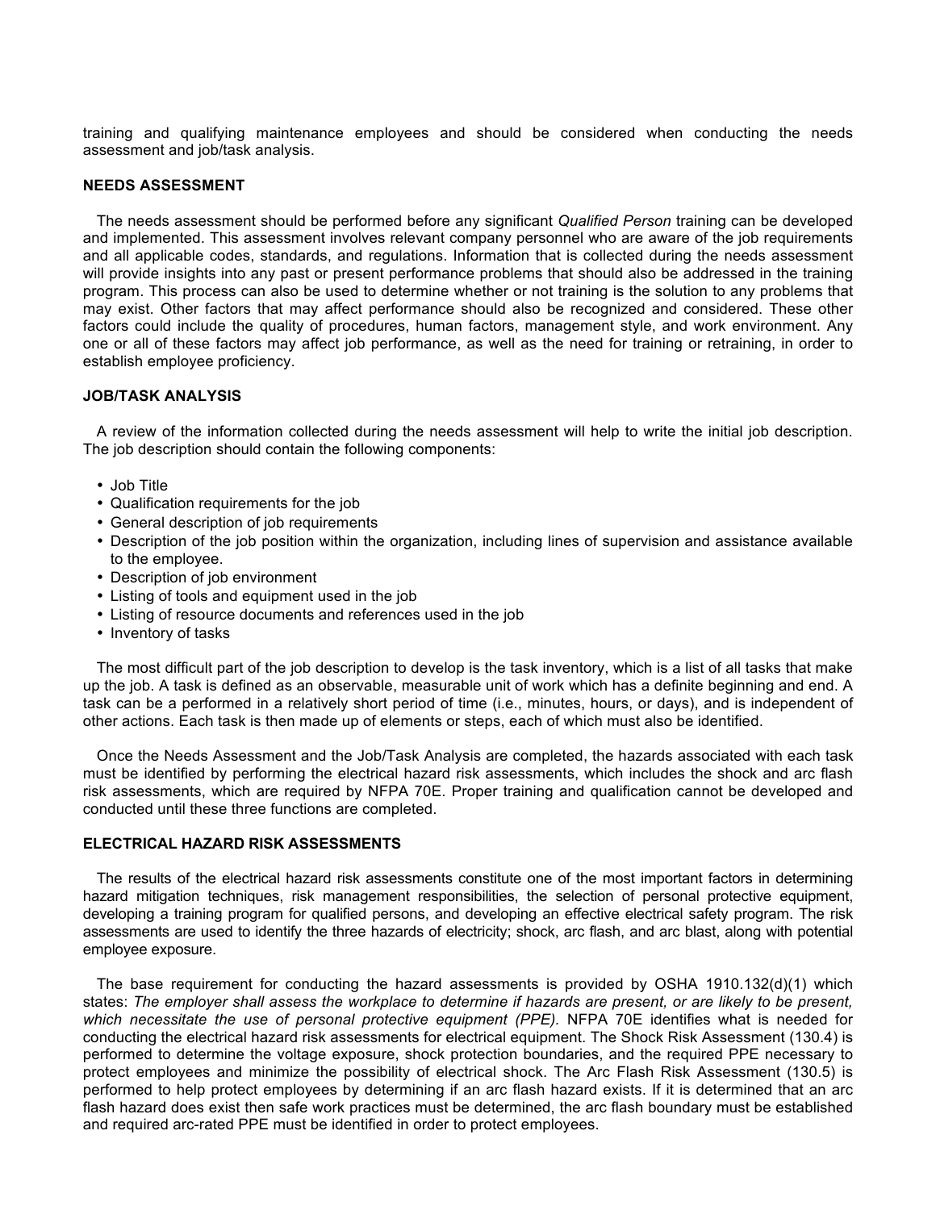training and qualifying maintenance employees and should be considered when conducting the needs assessment and job/task analysis.

## NEEDS ASSESSMENT

The needs assessment should be performed before any significant *Qualified Person* training can be developed and implemented. This assessment involves relevant company personnel who are aware of the job requirements and all applicable codes, standards, and regulations. Information that is collected during the needs assessment will provide insights into any past or present performance problems that should also be addressed in the training program. This process can also be used to determine whether or not training is the solution to any problems that may exist. Other factors that may affect performance should also be recognized and considered. These other factors could include the quality of procedures, human factors, management style, and work environment. Any one or all of these factors may affect job performance, as well as the need for training or retraining, in order to establish employee proficiency.

## JOB/TASK ANALYSIS

A review of the information collected during the needs assessment will help to write the initial job description. The job description should contain the following components:

- Job Title
- Qualification requirements for the job
- General description of job requirements
- Description of the job position within the organization, including lines of supervision and assistance available to the employee.
- Description of job environment
- Listing of tools and equipment used in the job
- Listing of resource documents and references used in the job
- Inventory of tasks

The most difficult part of the job description to develop is the task inventory, which is a list of all tasks that make up the job. A task is defined as an observable, measurable unit of work which has a definite beginning and end. A task can be a performed in a relatively short period of time (i.e., minutes, hours, or days), and is independent of other actions. Each task is then made up of elements or steps, each of which must also be identified.

Once the Needs Assessment and the Job/Task Analysis are completed, the hazards associated with each task must be identified by performing the electrical hazard risk assessments, which includes the shock and arc flash risk assessments, which are required by NFPA 70E. Proper training and qualification cannot be developed and conducted until these three functions are completed.

## ELECTRICAL HAZARD RISK ASSESSMENTS

The results of the electrical hazard risk assessments constitute one of the most important factors in determining hazard mitigation techniques, risk management responsibilities, the selection of personal protective equipment, developing a training program for qualified persons, and developing an effective electrical safety program. The risk assessments are used to identify the three hazards of electricity; shock, arc flash, and arc blast, along with potential employee exposure.

The base requirement for conducting the hazard assessments is provided by OSHA 1910.132(d)(1) which states: *The employer shall assess the workplace to determine if hazards are present, or are likely to be present, which necessitate the use of personal protective equipment (PPE).* NFPA 70E identifies what is needed for conducting the electrical hazard risk assessments for electrical equipment. The Shock Risk Assessment (130.4) is performed to determine the voltage exposure, shock protection boundaries, and the required PPE necessary to protect employees and minimize the possibility of electrical shock. The Arc Flash Risk Assessment (130.5) is performed to help protect employees by determining if an arc flash hazard exists. If it is determined that an arc flash hazard does exist then safe work practices must be determined, the arc flash boundary must be established and required arc-rated PPE must be identified in order to protect employees.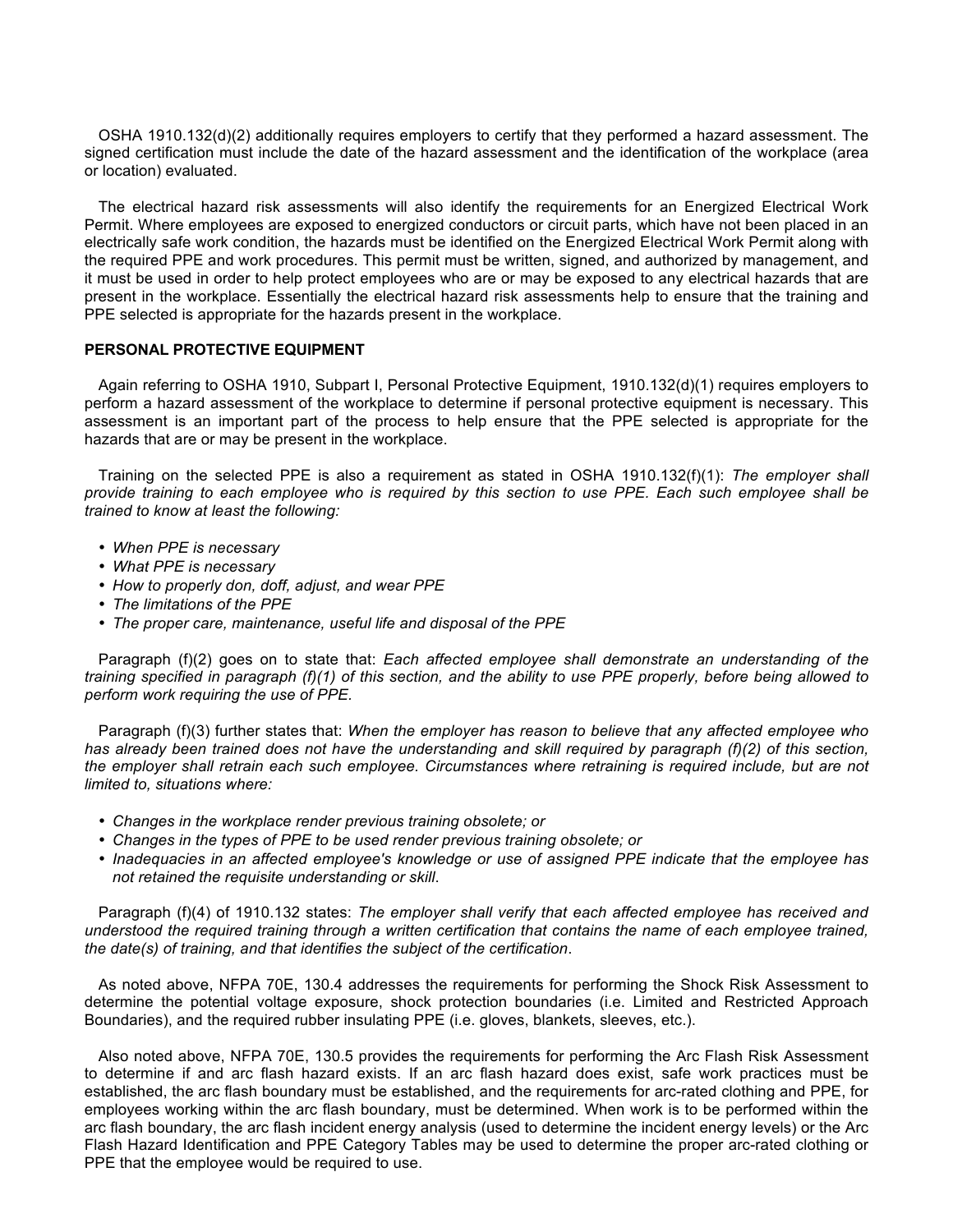OSHA 1910.132(d)(2) additionally requires employers to certify that they performed a hazard assessment. The signed certification must include the date of the hazard assessment and the identification of the workplace (area or location) evaluated.

The electrical hazard risk assessments will also identify the requirements for an Energized Electrical Work Permit. Where employees are exposed to energized conductors or circuit parts, which have not been placed in an electrically safe work condition, the hazards must be identified on the Energized Electrical Work Permit along with the required PPE and work procedures. This permit must be written, signed, and authorized by management, and it must be used in order to help protect employees who are or may be exposed to any electrical hazards that are present in the workplace. Essentially the electrical hazard risk assessments help to ensure that the training and PPE selected is appropriate for the hazards present in the workplace.

**PERSONAL PROTECTIVE EQUIPMENT**

Again referring to OSHA 1910, Subpart I, Personal Protective Equipment, 1910.132(d)(1) requires employers to perform a hazard assessment of the workplace to determine if personal protective equipment is necessary. This assessment is an important part of the process to help ensure that the PPE selected is appropriate for the hazards that are or may be present in the workplace.

Training on the selected PPE is also a requirement as stated in OSHA 1910.132(f)(1): *The employer shall provide training to each employee who is required by this section to use PPE. Each such employee shall be trained to know at least the following:*

- *When PPE is necessary*
- *What PPE is necessary*
- *How to properly don, doff, adjust, and wear PPE*
- *The limitations of the PPE*
- *The proper care, maintenance, useful life and disposal of the PPE*

Paragraph (f)(2) goes on to state that: *Each affected employee shall demonstrate an understanding of the training specified in paragraph (f)(1) of this section, and the ability to use PPE properly, before being allowed to perform work requiring the use of PPE.*

Paragraph (f)(3) further states that: *When the employer has reason to believe that any affected employee who has already been trained does not have the understanding and skill required by paragraph (f)(2) of this section, the employer shall retrain each such employee. Circumstances where retraining is required include, but are not limited to, situations where:*

- *Changes in the workplace render previous training obsolete; or*
- *Changes in the types of PPE to be used render previous training obsolete; or*
- *Inadequacies in an affected employee's knowledge or use of assigned PPE indicate that the employee has not retained the requisite understanding or skill.*

Paragraph (f)(4) of 1910.132 states: *The employer shall verify that each affected employee has received and understood the required training through a written certification that contains the name of each employee trained, the date(s) of training, and that identifies the subject of the certification.*

As noted above, NFPA 70E, 130.4 addresses the requirements for performing the Shock Risk Assessment to determine the potential voltage exposure, shock protection boundaries (i.e. Limited and Restricted Approach Boundaries), and the required rubber insulating PPE (i.e. gloves, blankets, sleeves, etc.).

Also noted above, NFPA 70E, 130.5 provides the requirements for performing the Arc Flash Risk Assessment to determine if and arc flash hazard exists. If an arc flash hazard does exist, safe work practices must be established, the arc flash boundary must be established, and the requirements for arc-rated clothing and PPE, for employees working within the arc flash boundary, must be determined. When work is to be performed within the arc flash boundary, the arc flash incident energy analysis (used to determine the incident energy levels) or the Arc Flash Hazard Identification and PPE Category Tables may be used to determine the proper arc-rated clothing or PPE that the employee would be required to use.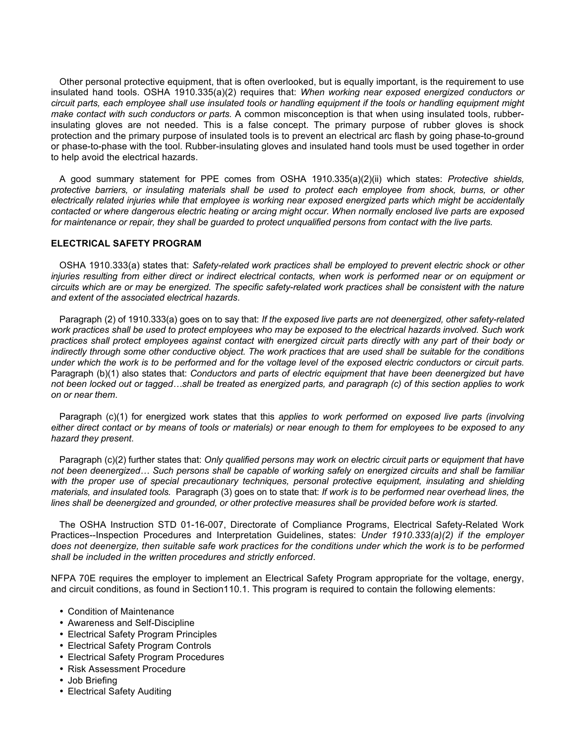Other personal protective equipment, that is often overlooked, but is equally important, is the requirement to use insulated hand tools. OSHA 1910.335(a)(2) requires that: *When working near exposed energized conductors or circuit parts, each employee shall use insulated tools or handling equipment if the tools or handling equipment might make contact with such conductors or parts.* A common misconception is that when using insulated tools, rubber-insulating gloves are not needed. This is a false concept. The primary purpose of rubber gloves is shock protection and the primary purpose of insulated tools is to prevent an electrical arc flash by going phase-to-ground or phase-to-phase with the tool. Rubber-insulating gloves and insulated hand tools must be used together in order to help avoid the electrical hazards.

A good summary statement for PPE comes from OSHA 1910.335(a)(2)(ii) which states: *Protective shields, protective barriers, or insulating materials shall be used to protect each employee from shock, burns, or other electrically related injuries while that employee is working near exposed energized parts which might be accidentally contacted or where dangerous electric heating or arcing might occur. When normally enclosed live parts are exposed for maintenance or repair, they shall be guarded to protect unqualified persons from contact with the live parts.*

**ELECTRICAL SAFETY PROGRAM**

OSHA 1910.333(a) states that: *Safety-related work practices shall be employed to prevent electric shock or other injuries resulting from either direct or indirect electrical contacts, when work is performed near or on equipment or circuits which are or may be energized. The specific safety-related work practices shall be consistent with the nature and extent of the associated electrical hazards*.

Paragraph (2) of 1910.333(a) goes on to say that: *If the exposed live parts are not deenergized, other safety-related work practices shall be used to protect employees who may be exposed to the electrical hazards involved. Such work practices shall protect employees against contact with energized circuit parts directly with any part of their body or indirectly through some other conductive object. The work practices that are used shall be suitable for the conditions under which the work is to be performed and for the voltage level of the exposed electric conductors or circuit parts.* Paragraph (b)(1) also states that: *Conductors and parts of electric equipment that have been deenergized but have not been locked out or tagged…shall be treated as energized parts, and paragraph (c) of this section applies to work on or near them*.

Paragraph (c)(1) for energized work states that this *applies to work performed on exposed live parts (involving either direct contact or by means of tools or materials) or near enough to them for employees to be exposed to any hazard they present*.

Paragraph (c)(2) further states that: *Only qualified persons may work on electric circuit parts or equipment that have not been deenergized… Such persons shall be capable of working safely on energized circuits and shall be familiar with the proper use of special precautionary techniques, personal protective equipment, insulating and shielding materials, and insulated tools.* Paragraph (3) goes on to state that: *If work is to be performed near overhead lines, the lines shall be deenergized and grounded, or other protective measures shall be provided before work is started.*

The OSHA Instruction STD 01-16-007, Directorate of Compliance Programs, Electrical Safety-Related Work Practices--Inspection Procedures and Interpretation Guidelines, states: *Under 1910.333(a)(2) if the employer does not deenergize, then suitable safe work practices for the conditions under which the work is to be performed shall be included in the written procedures and strictly enforced*.

NFPA 70E requires the employer to implement an Electrical Safety Program appropriate for the voltage, energy, and circuit conditions, as found in Section110.1. This program is required to contain the following elements:

- Condition of Maintenance
- Awareness and Self-Discipline
- Electrical Safety Program Principles
- Electrical Safety Program Controls
- Electrical Safety Program Procedures
- Risk Assessment Procedure
- Job Briefing
- Electrical Safety Auditing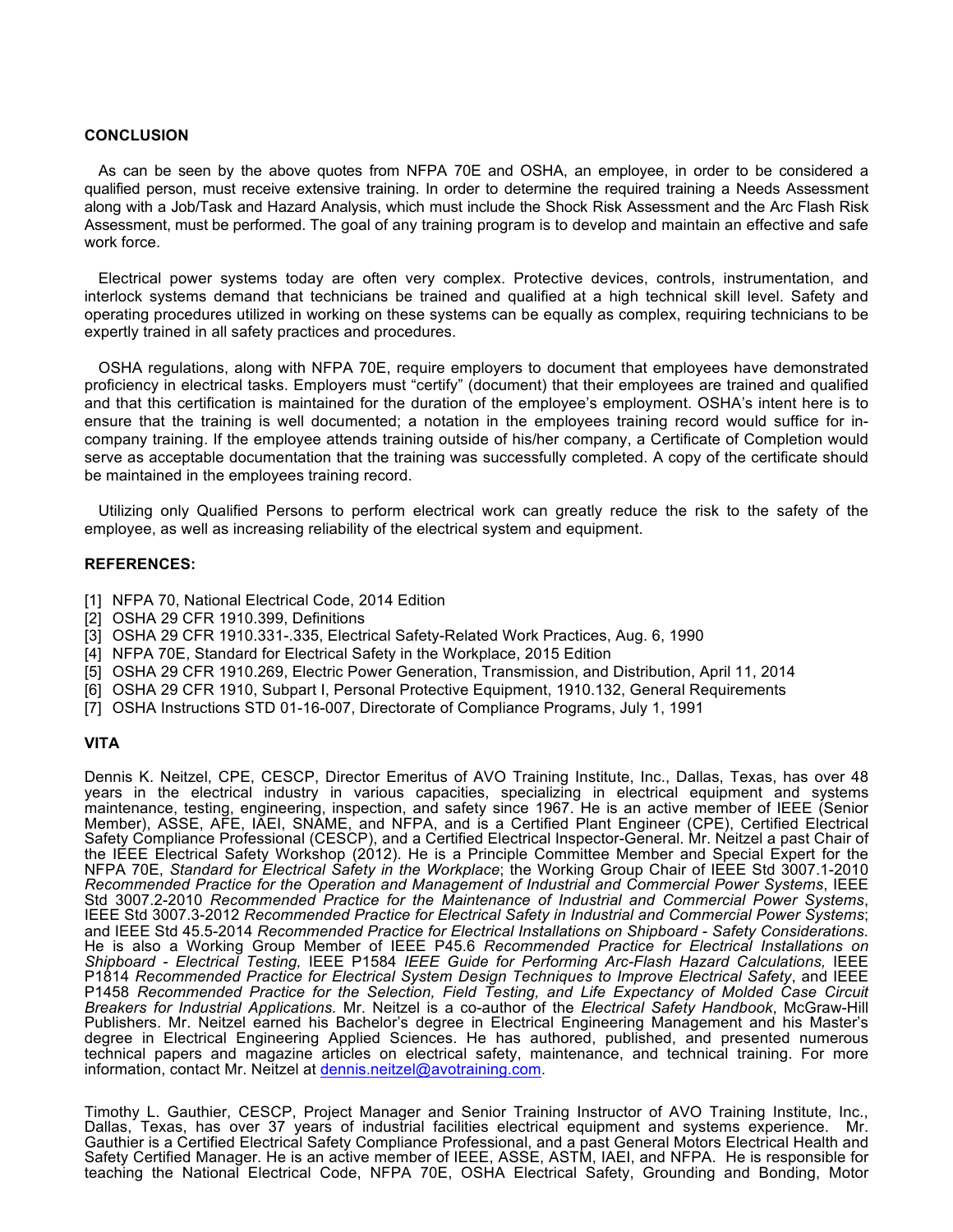## CONCLUSION

As can be seen by the above quotes from NFPA 70E and OSHA, an employee, in order to be considered a qualified person, must receive extensive training. In order to determine the required training a Needs Assessment along with a Job/Task and Hazard Analysis, which must include the Shock Risk Assessment and the Arc Flash Risk Assessment, must be performed. The goal of any training program is to develop and maintain an effective and safe work force.

Electrical power systems today are often very complex. Protective devices, controls, instrumentation, and interlock systems demand that technicians be trained and qualified at a high technical skill level. Safety and operating procedures utilized in working on these systems can be equally as complex, requiring technicians to be expertly trained in all safety practices and procedures.

OSHA regulations, along with NFPA 70E, require employers to document that employees have demonstrated proficiency in electrical tasks. Employers must "certify" (document) that their employees are trained and qualified and that this certification is maintained for the duration of the employee's employment. OSHA's intent here is to ensure that the training is well documented; a notation in the employees training record would suffice for in-company training. If the employee attends training outside of his/her company, a Certificate of Completion would serve as acceptable documentation that the training was successfully completed. A copy of the certificate should be maintained in the employees training record.

Utilizing only Qualified Persons to perform electrical work can greatly reduce the risk to the safety of the employee, as well as increasing reliability of the electrical system and equipment.

## REFERENCES:

[1] NFPA 70, National Electrical Code, 2014 Edition
[2] OSHA 29 CFR 1910.399, Definitions
[3] OSHA 29 CFR 1910.331-.335, Electrical Safety-Related Work Practices, Aug. 6, 1990
[4] NFPA 70E, Standard for Electrical Safety in the Workplace, 2015 Edition
[5] OSHA 29 CFR 1910.269, Electric Power Generation, Transmission, and Distribution, April 11, 2014
[6] OSHA 29 CFR 1910, Subpart I, Personal Protective Equipment, 1910.132, General Requirements
[7] OSHA Instructions STD 01-16-007, Directorate of Compliance Programs, July 1, 1991

## VITA

Dennis K. Neitzel, CPE, CESCP, Director Emeritus of AVO Training Institute, Inc., Dallas, Texas, has over 48 years in the electrical industry in various capacities, specializing in electrical equipment and systems maintenance, testing, engineering, inspection, and safety since 1967. He is an active member of IEEE (Senior Member), ASSE, AFE, IAEI, SNAME, and NFPA, and is a Certified Plant Engineer (CPE), Certified Electrical Safety Compliance Professional (CESCP), and a Certified Electrical Inspector-General. Mr. Neitzel a past Chair of the IEEE Electrical Safety Workshop (2012). He is a Principle Committee Member and Special Expert for the NFPA 70E, *Standard for Electrical Safety in the Workplace*; the Working Group Chair of IEEE Std 3007.1-2010 *Recommended Practice for the Operation and Management of Industrial and Commercial Power Systems*, IEEE Std 3007.2-2010 *Recommended Practice for the Maintenance of Industrial and Commercial Power Systems*, IEEE Std 3007.3-2012 *Recommended Practice for Electrical Safety in Industrial and Commercial Power Systems*; and IEEE Std 45.5-2014 *Recommended Practice for Electrical Installations on Shipboard - Safety Considerations.* He is also a Working Group Member of IEEE P45.6 *Recommended Practice for Electrical Installations on Shipboard - Electrical Testing,* IEEE P1584 *IEEE Guide for Performing Arc-Flash Hazard Calculations,* IEEE P1814 *Recommended Practice for Electrical System Design Techniques to Improve Electrical Safety*, and IEEE P1458 *Recommended Practice for the Selection, Field Testing, and Life Expectancy of Molded Case Circuit Breakers for Industrial Applications.* Mr. Neitzel is a co-author of the *Electrical Safety Handbook*, McGraw-Hill Publishers. Mr. Neitzel earned his Bachelor's degree in Electrical Engineering Management and his Master's degree in Electrical Engineering Applied Sciences. He has authored, published, and presented numerous technical papers and magazine articles on electrical safety, maintenance, and technical training. For more information, contact Mr. Neitzel at dennis.neitzel@avotraining.com.

Timothy L. Gauthier, CESCP, Project Manager and Senior Training Instructor of AVO Training Institute, Inc., Dallas, Texas, has over 37 years of industrial facilities electrical equipment and systems experience. Mr. Gauthier is a Certified Electrical Safety Compliance Professional, and a past General Motors Electrical Health and Safety Certified Manager. He is an active member of IEEE, ASSE, ASTM, IAEI, and NFPA. He is responsible for teaching the National Electrical Code, NFPA 70E, OSHA Electrical Safety, Grounding and Bonding, Motor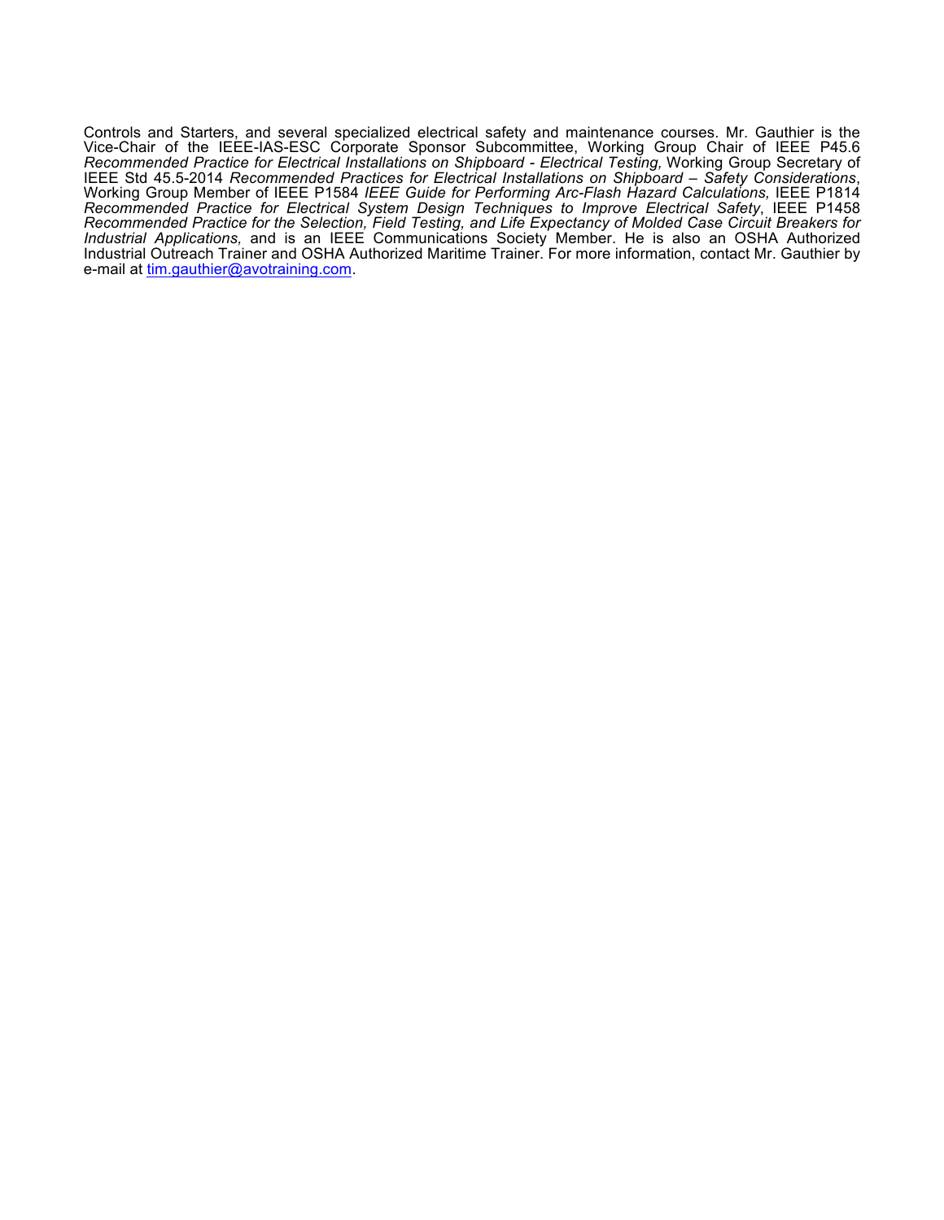Controls and Starters, and several specialized electrical safety and maintenance courses. Mr. Gauthier is the Vice-Chair of the IEEE-IAS-ESC Corporate Sponsor Subcommittee, Working Group Chair of IEEE P45.6 *Recommended Practice for Electrical Installations on Shipboard - Electrical Testing,* Working Group Secretary of IEEE Std 45.5-2014 *Recommended Practices for Electrical Installations on Shipboard – Safety Considerations*, Working Group Member of IEEE P1584 *IEEE Guide for Performing Arc-Flash Hazard Calculations,* IEEE P1814 *Recommended Practice for Electrical System Design Techniques to Improve Electrical Safety*, IEEE P1458 *Recommended Practice for the Selection, Field Testing, and Life Expectancy of Molded Case Circuit Breakers for Industrial Applications,* and is an IEEE Communications Society Member. He is also an OSHA Authorized Industrial Outreach Trainer and OSHA Authorized Maritime Trainer. For more information, contact Mr. Gauthier by e-mail at tim.gauthier@avotraining.com.